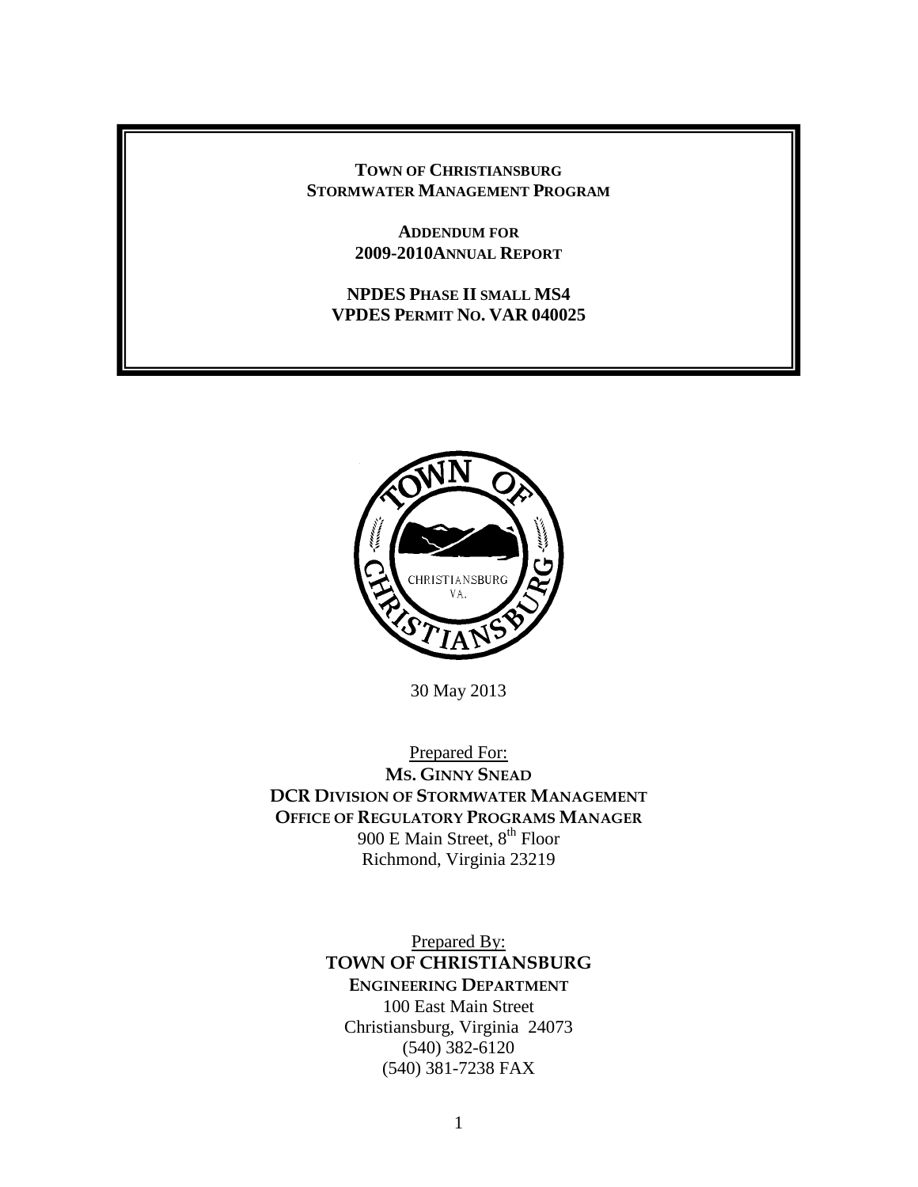# TOWN OF CHRISTIANSBURG
# STORMWATER MANAGEMENT PROGRAM

## ADDENDUM FOR
## 2009-2010ANNUAL REPORT

## NPDES PHASE II SMALL MS4
## VPDES PERMIT NO. VAR 040025

30 May 2013

Prepared For:

**MS. GINNY SNEAD**
**DCR DIVISION OF STORMWATER MANAGEMENT**
**OFFICE OF REGULATORY PROGRAMS MANAGER**
900 E Main Street, 8th Floor
Richmond, Virginia 23219

Prepared By:

**TOWN OF CHRISTIANSBURG**
**ENGINEERING DEPARTMENT**
100 East Main Street
Christiansburg, Virginia 24073
(540) 382-6120
(540) 381-7238 FAX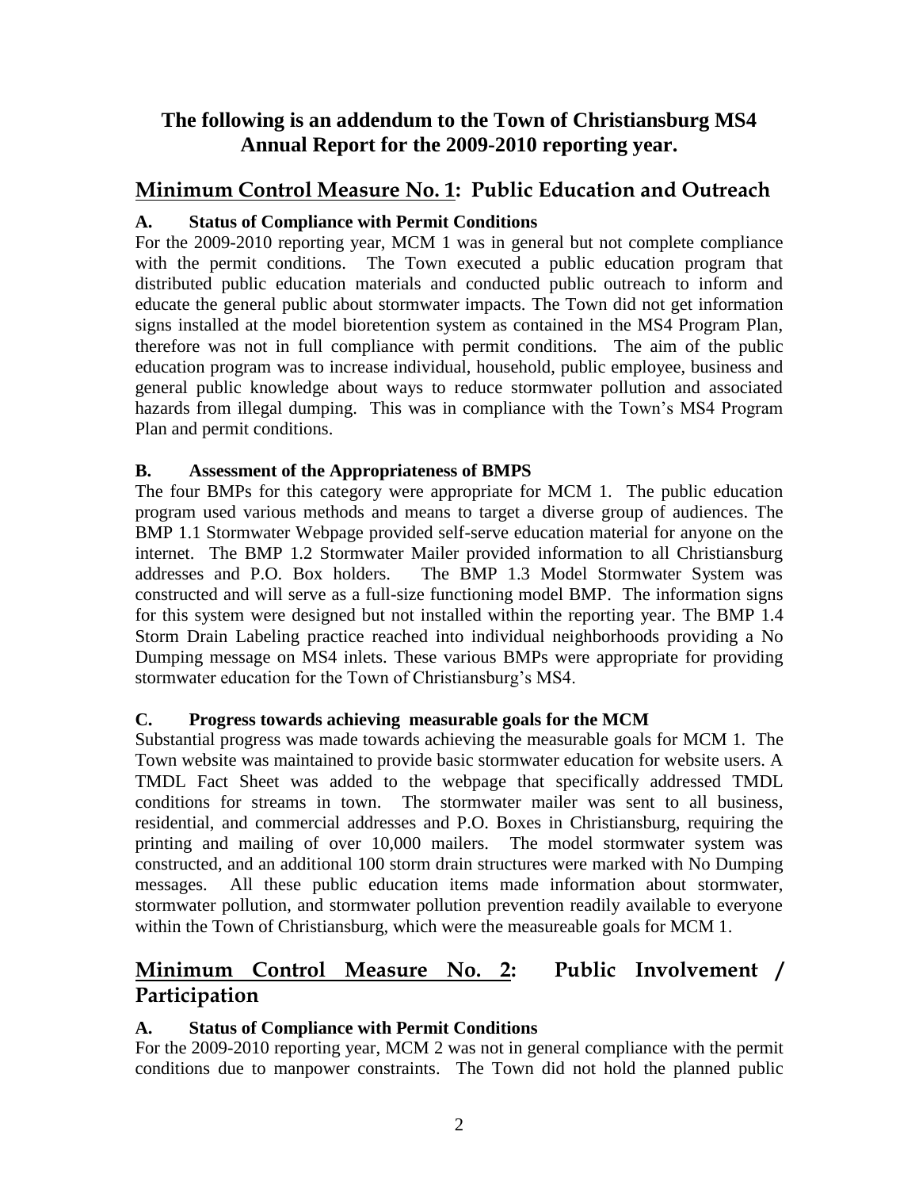# The following is an addendum to the Town of Christiansburg MS4 Annual Report for the 2009-2010 reporting year.

## Minimum Control Measure No. 1: Public Education and Outreach

### A. Status of Compliance with Permit Conditions

For the 2009-2010 reporting year, MCM 1 was in general but not complete compliance with the permit conditions. The Town executed a public education program that distributed public education materials and conducted public outreach to inform and educate the general public about stormwater impacts. The Town did not get information signs installed at the model bioretention system as contained in the MS4 Program Plan, therefore was not in full compliance with permit conditions. The aim of the public education program was to increase individual, household, public employee, business and general public knowledge about ways to reduce stormwater pollution and associated hazards from illegal dumping. This was in compliance with the Town's MS4 Program Plan and permit conditions.

### B. Assessment of the Appropriateness of BMPS

The four BMPs for this category were appropriate for MCM 1. The public education program used various methods and means to target a diverse group of audiences. The BMP 1.1 Stormwater Webpage provided self-serve education material for anyone on the internet. The BMP 1.2 Stormwater Mailer provided information to all Christiansburg addresses and P.O. Box holders. The BMP 1.3 Model Stormwater System was constructed and will serve as a full-size functioning model BMP. The information signs for this system were designed but not installed within the reporting year. The BMP 1.4 Storm Drain Labeling practice reached into individual neighborhoods providing a No Dumping message on MS4 inlets. These various BMPs were appropriate for providing stormwater education for the Town of Christiansburg's MS4.

### C. Progress towards achieving measurable goals for the MCM

Substantial progress was made towards achieving the measurable goals for MCM 1. The Town website was maintained to provide basic stormwater education for website users. A TMDL Fact Sheet was added to the webpage that specifically addressed TMDL conditions for streams in town. The stormwater mailer was sent to all business, residential, and commercial addresses and P.O. Boxes in Christiansburg, requiring the printing and mailing of over 10,000 mailers. The model stormwater system was constructed, and an additional 100 storm drain structures were marked with No Dumping messages. All these public education items made information about stormwater, stormwater pollution, and stormwater pollution prevention readily available to everyone within the Town of Christiansburg, which were the measureable goals for MCM 1.

## Minimum Control Measure No. 2: Public Involvement / Participation

### A. Status of Compliance with Permit Conditions

For the 2009-2010 reporting year, MCM 2 was not in general compliance with the permit conditions due to manpower constraints. The Town did not hold the planned public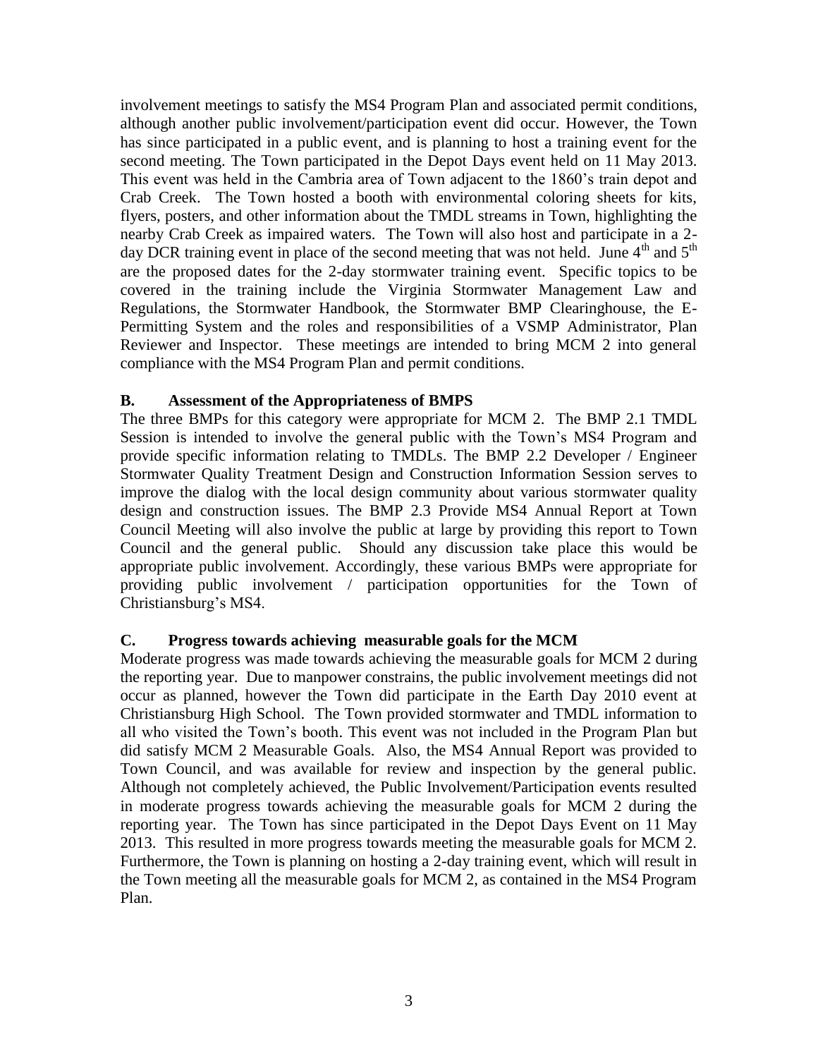involvement meetings to satisfy the MS4 Program Plan and associated permit conditions, although another public involvement/participation event did occur. However, the Town has since participated in a public event, and is planning to host a training event for the second meeting. The Town participated in the Depot Days event held on 11 May 2013. This event was held in the Cambria area of Town adjacent to the 1860's train depot and Crab Creek. The Town hosted a booth with environmental coloring sheets for kits, flyers, posters, and other information about the TMDL streams in Town, highlighting the nearby Crab Creek as impaired waters. The Town will also host and participate in a 2-day DCR training event in place of the second meeting that was not held. June 4th and 5th are the proposed dates for the 2-day stormwater training event. Specific topics to be covered in the training include the Virginia Stormwater Management Law and Regulations, the Stormwater Handbook, the Stormwater BMP Clearinghouse, the E-Permitting System and the roles and responsibilities of a VSMP Administrator, Plan Reviewer and Inspector. These meetings are intended to bring MCM 2 into general compliance with the MS4 Program Plan and permit conditions.

**B. Assessment of the Appropriateness of BMPS**

The three BMPs for this category were appropriate for MCM 2. The BMP 2.1 TMDL Session is intended to involve the general public with the Town's MS4 Program and provide specific information relating to TMDLs. The BMP 2.2 Developer / Engineer Stormwater Quality Treatment Design and Construction Information Session serves to improve the dialog with the local design community about various stormwater quality design and construction issues. The BMP 2.3 Provide MS4 Annual Report at Town Council Meeting will also involve the public at large by providing this report to Town Council and the general public. Should any discussion take place this would be appropriate public involvement. Accordingly, these various BMPs were appropriate for providing public involvement / participation opportunities for the Town of Christiansburg's MS4.

**C. Progress towards achieving measurable goals for the MCM**

Moderate progress was made towards achieving the measurable goals for MCM 2 during the reporting year. Due to manpower constrains, the public involvement meetings did not occur as planned, however the Town did participate in the Earth Day 2010 event at Christiansburg High School. The Town provided stormwater and TMDL information to all who visited the Town's booth. This event was not included in the Program Plan but did satisfy MCM 2 Measurable Goals. Also, the MS4 Annual Report was provided to Town Council, and was available for review and inspection by the general public. Although not completely achieved, the Public Involvement/Participation events resulted in moderate progress towards achieving the measurable goals for MCM 2 during the reporting year. The Town has since participated in the Depot Days Event on 11 May 2013. This resulted in more progress towards meeting the measurable goals for MCM 2. Furthermore, the Town is planning on hosting a 2-day training event, which will result in the Town meeting all the measurable goals for MCM 2, as contained in the MS4 Program Plan.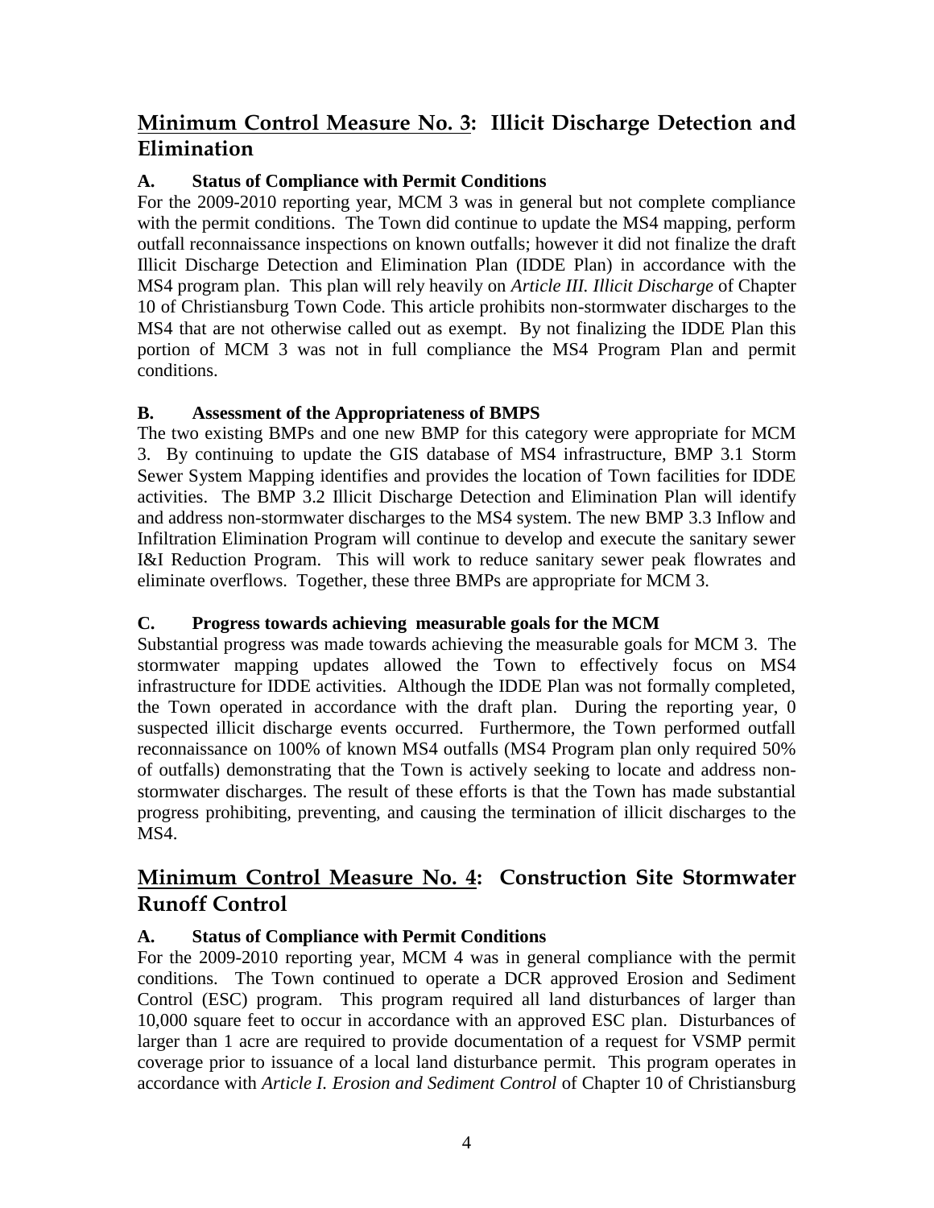## <u>Minimum Control Measure No. 3</u>: Illicit Discharge Detection and Elimination

### A. Status of Compliance with Permit Conditions

For the 2009-2010 reporting year, MCM 3 was in general but not complete compliance with the permit conditions. The Town did continue to update the MS4 mapping, perform outfall reconnaissance inspections on known outfalls; however it did not finalize the draft Illicit Discharge Detection and Elimination Plan (IDDE Plan) in accordance with the MS4 program plan. This plan will rely heavily on *Article III. Illicit Discharge* of Chapter 10 of Christiansburg Town Code. This article prohibits non-stormwater discharges to the MS4 that are not otherwise called out as exempt. By not finalizing the IDDE Plan this portion of MCM 3 was not in full compliance the MS4 Program Plan and permit conditions.

### B. Assessment of the Appropriateness of BMPS

The two existing BMPs and one new BMP for this category were appropriate for MCM 3. By continuing to update the GIS database of MS4 infrastructure, BMP 3.1 Storm Sewer System Mapping identifies and provides the location of Town facilities for IDDE activities. The BMP 3.2 Illicit Discharge Detection and Elimination Plan will identify and address non-stormwater discharges to the MS4 system. The new BMP 3.3 Inflow and Infiltration Elimination Program will continue to develop and execute the sanitary sewer I&I Reduction Program. This will work to reduce sanitary sewer peak flowrates and eliminate overflows. Together, these three BMPs are appropriate for MCM 3.

### C. Progress towards achieving measurable goals for the MCM

Substantial progress was made towards achieving the measurable goals for MCM 3. The stormwater mapping updates allowed the Town to effectively focus on MS4 infrastructure for IDDE activities. Although the IDDE Plan was not formally completed, the Town operated in accordance with the draft plan. During the reporting year, 0 suspected illicit discharge events occurred. Furthermore, the Town performed outfall reconnaissance on 100% of known MS4 outfalls (MS4 Program plan only required 50% of outfalls) demonstrating that the Town is actively seeking to locate and address non-stormwater discharges. The result of these efforts is that the Town has made substantial progress prohibiting, preventing, and causing the termination of illicit discharges to the MS4.

## <u>Minimum Control Measure No. 4</u>: Construction Site Stormwater Runoff Control

### A. Status of Compliance with Permit Conditions

For the 2009-2010 reporting year, MCM 4 was in general compliance with the permit conditions. The Town continued to operate a DCR approved Erosion and Sediment Control (ESC) program. This program required all land disturbances of larger than 10,000 square feet to occur in accordance with an approved ESC plan. Disturbances of larger than 1 acre are required to provide documentation of a request for VSMP permit coverage prior to issuance of a local land disturbance permit. This program operates in accordance with *Article I. Erosion and Sediment Control* of Chapter 10 of Christiansburg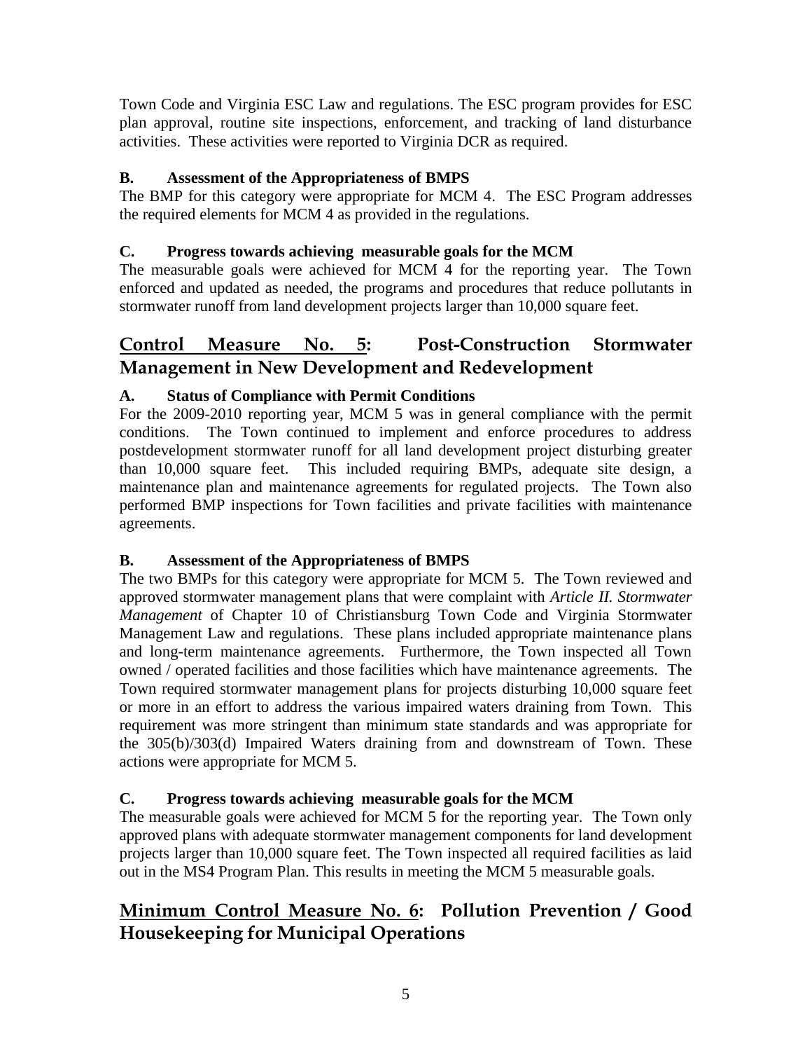Town Code and Virginia ESC Law and regulations. The ESC program provides for ESC plan approval, routine site inspections, enforcement, and tracking of land disturbance activities. These activities were reported to Virginia DCR as required.

### B. Assessment of the Appropriateness of BMPS

The BMP for this category were appropriate for MCM 4. The ESC Program addresses the required elements for MCM 4 as provided in the regulations.

### C. Progress towards achieving measurable goals for the MCM

The measurable goals were achieved for MCM 4 for the reporting year. The Town enforced and updated as needed, the programs and procedures that reduce pollutants in stormwater runoff from land development projects larger than 10,000 square feet.

## Control Measure No. 5: Post-Construction Stormwater Management in New Development and Redevelopment

### A. Status of Compliance with Permit Conditions

For the 2009-2010 reporting year, MCM 5 was in general compliance with the permit conditions. The Town continued to implement and enforce procedures to address postdevelopment stormwater runoff for all land development project disturbing greater than 10,000 square feet. This included requiring BMPs, adequate site design, a maintenance plan and maintenance agreements for regulated projects. The Town also performed BMP inspections for Town facilities and private facilities with maintenance agreements.

### B. Assessment of the Appropriateness of BMPS

The two BMPs for this category were appropriate for MCM 5. The Town reviewed and approved stormwater management plans that were complaint with *Article II. Stormwater Management* of Chapter 10 of Christiansburg Town Code and Virginia Stormwater Management Law and regulations. These plans included appropriate maintenance plans and long-term maintenance agreements. Furthermore, the Town inspected all Town owned / operated facilities and those facilities which have maintenance agreements. The Town required stormwater management plans for projects disturbing 10,000 square feet or more in an effort to address the various impaired waters draining from Town. This requirement was more stringent than minimum state standards and was appropriate for the 305(b)/303(d) Impaired Waters draining from and downstream of Town. These actions were appropriate for MCM 5.

### C. Progress towards achieving measurable goals for the MCM

The measurable goals were achieved for MCM 5 for the reporting year. The Town only approved plans with adequate stormwater management components for land development projects larger than 10,000 square feet. The Town inspected all required facilities as laid out in the MS4 Program Plan. This results in meeting the MCM 5 measurable goals.

## Minimum Control Measure No. 6: Pollution Prevention / Good Housekeeping for Municipal Operations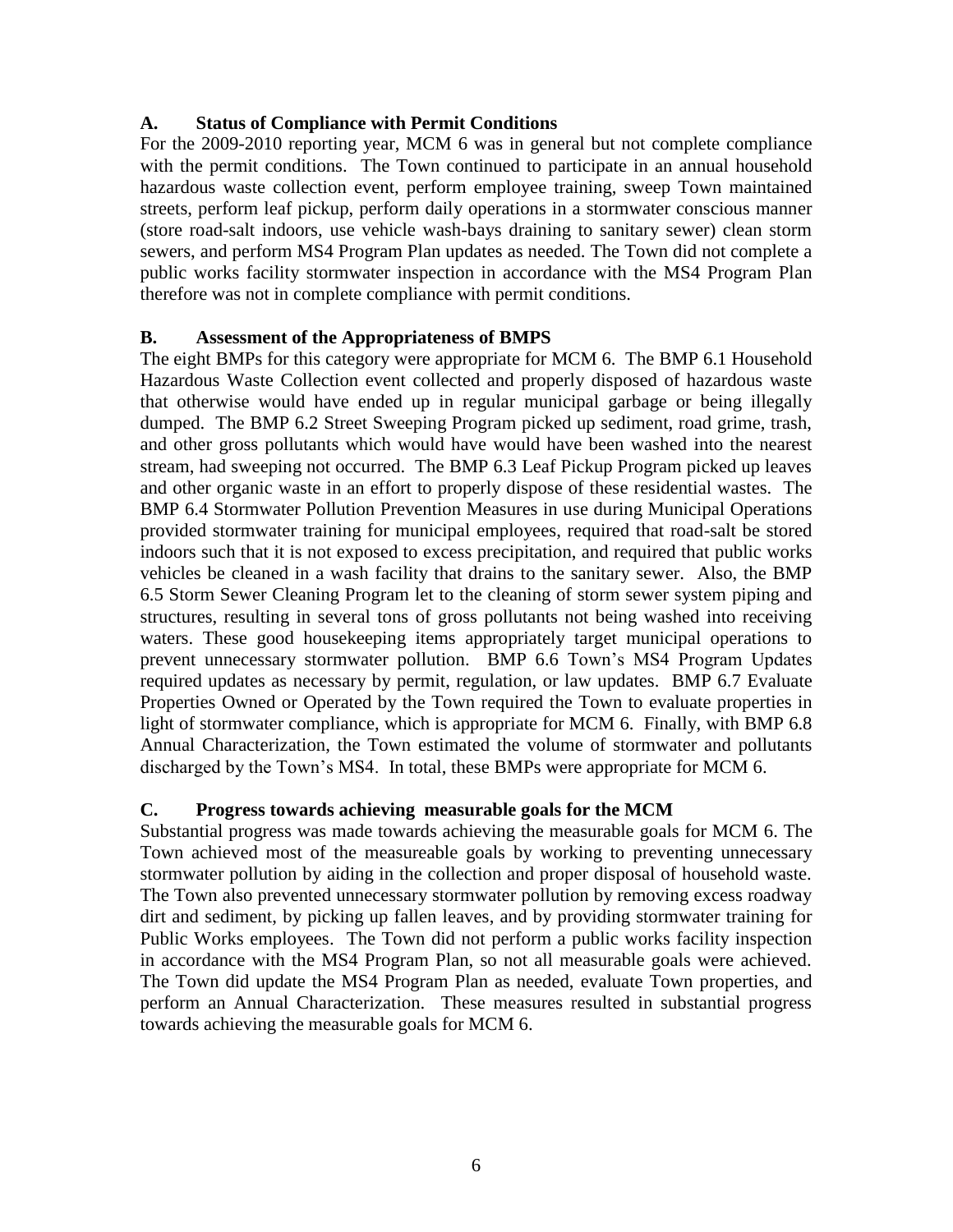### A. Status of Compliance with Permit Conditions

For the 2009-2010 reporting year, MCM 6 was in general but not complete compliance with the permit conditions. The Town continued to participate in an annual household hazardous waste collection event, perform employee training, sweep Town maintained streets, perform leaf pickup, perform daily operations in a stormwater conscious manner (store road-salt indoors, use vehicle wash-bays draining to sanitary sewer) clean storm sewers, and perform MS4 Program Plan updates as needed. The Town did not complete a public works facility stormwater inspection in accordance with the MS4 Program Plan therefore was not in complete compliance with permit conditions.

### B. Assessment of the Appropriateness of BMPS

The eight BMPs for this category were appropriate for MCM 6. The BMP 6.1 Household Hazardous Waste Collection event collected and properly disposed of hazardous waste that otherwise would have ended up in regular municipal garbage or being illegally dumped. The BMP 6.2 Street Sweeping Program picked up sediment, road grime, trash, and other gross pollutants which would have would have been washed into the nearest stream, had sweeping not occurred. The BMP 6.3 Leaf Pickup Program picked up leaves and other organic waste in an effort to properly dispose of these residential wastes. The BMP 6.4 Stormwater Pollution Prevention Measures in use during Municipal Operations provided stormwater training for municipal employees, required that road-salt be stored indoors such that it is not exposed to excess precipitation, and required that public works vehicles be cleaned in a wash facility that drains to the sanitary sewer. Also, the BMP 6.5 Storm Sewer Cleaning Program let to the cleaning of storm sewer system piping and structures, resulting in several tons of gross pollutants not being washed into receiving waters. These good housekeeping items appropriately target municipal operations to prevent unnecessary stormwater pollution. BMP 6.6 Town's MS4 Program Updates required updates as necessary by permit, regulation, or law updates. BMP 6.7 Evaluate Properties Owned or Operated by the Town required the Town to evaluate properties in light of stormwater compliance, which is appropriate for MCM 6. Finally, with BMP 6.8 Annual Characterization, the Town estimated the volume of stormwater and pollutants discharged by the Town's MS4. In total, these BMPs were appropriate for MCM 6.

### C. Progress towards achieving measurable goals for the MCM

Substantial progress was made towards achieving the measurable goals for MCM 6. The Town achieved most of the measureable goals by working to preventing unnecessary stormwater pollution by aiding in the collection and proper disposal of household waste. The Town also prevented unnecessary stormwater pollution by removing excess roadway dirt and sediment, by picking up fallen leaves, and by providing stormwater training for Public Works employees. The Town did not perform a public works facility inspection in accordance with the MS4 Program Plan, so not all measurable goals were achieved. The Town did update the MS4 Program Plan as needed, evaluate Town properties, and perform an Annual Characterization. These measures resulted in substantial progress towards achieving the measurable goals for MCM 6.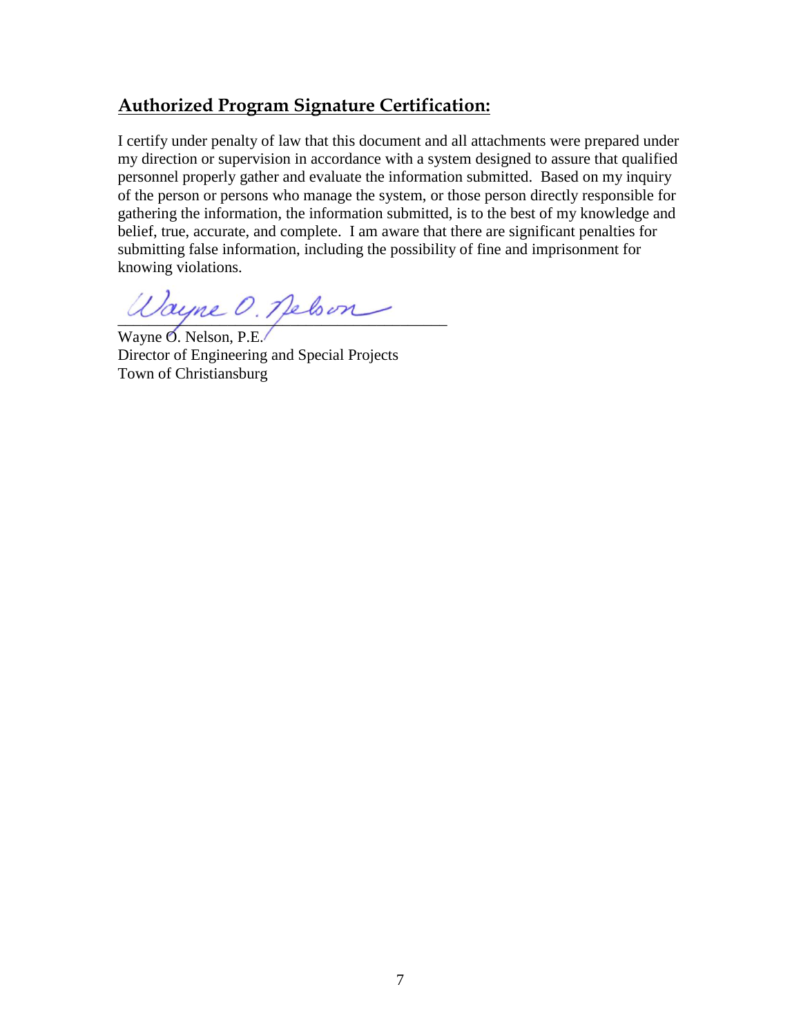## Authorized Program Signature Certification:

I certify under penalty of law that this document and all attachments were prepared under my direction or supervision in accordance with a system designed to assure that qualified personnel properly gather and evaluate the information submitted. Based on my inquiry of the person or persons who manage the system, or those person directly responsible for gathering the information, the information submitted, is to the best of my knowledge and belief, true, accurate, and complete. I am aware that there are significant penalties for submitting false information, including the possibility of fine and imprisonment for knowing violations.

Wayne O. Nelson

Wayne O. Nelson, P.E.
Director of Engineering and Special Projects
Town of Christiansburg